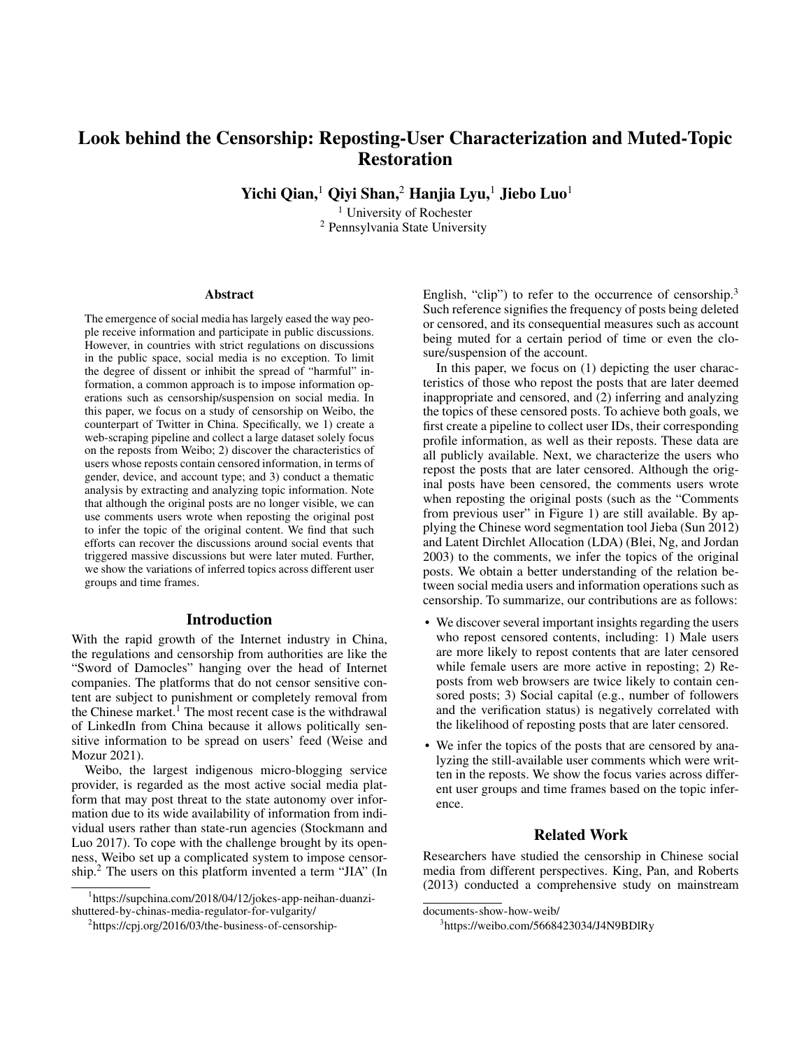# Look behind the Censorship: Reposting-User Characterization and Muted-Topic Restoration

**Yichi Qian,**[1] **Qiyi Shan,**[2] **Hanjia Lyu,**[1] **Jiebo Luo**[1]

[1] University of Rochester
[2] Pennsylvania State University

## Abstract

The emergence of social media has largely eased the way people receive information and participate in public discussions. However, in countries with strict regulations on discussions in the public space, social media is no exception. To limit the degree of dissent or inhibit the spread of "harmful" information, a common approach is to impose information operations such as censorship/suspension on social media. In this paper, we focus on a study of censorship on Weibo, the counterpart of Twitter in China. Specifically, we 1) create a web-scraping pipeline and collect a large dataset solely focus on the reposts from Weibo; 2) discover the characteristics of users whose reposts contain censored information, in terms of gender, device, and account type; and 3) conduct a thematic analysis by extracting and analyzing topic information. Note that although the original posts are no longer visible, we can use comments users wrote when reposting the original post to infer the topic of the original content. We find that such efforts can recover the discussions around social events that triggered massive discussions but were later muted. Further, we show the variations of inferred topics across different user groups and time frames.

## Introduction

With the rapid growth of the Internet industry in China, the regulations and censorship from authorities are like the "Sword of Damocles" hanging over the head of Internet companies. The platforms that do not censor sensitive content are subject to punishment or completely removal from the Chinese market.[1] The most recent case is the withdrawal of LinkedIn from China because it allows politically sensitive information to be spread on users' feed (Weise and Mozur 2021).

Weibo, the largest indigenous micro-blogging service provider, is regarded as the most active social media platform that may post threat to the state autonomy over information due to its wide availability of information from individual users rather than state-run agencies (Stockmann and Luo 2017). To cope with the challenge brought by its openness, Weibo set up a complicated system to impose censorship.[2] The users on this platform invented a term "JIA" (In English, "clip") to refer to the occurrence of censorship.[3] Such reference signifies the frequency of posts being deleted or censored, and its consequential measures such as account being muted for a certain period of time or even the closure/suspension of the account.

In this paper, we focus on (1) depicting the user characteristics of those who repost the posts that are later deemed inappropriate and censored, and (2) inferring and analyzing the topics of these censored posts. To achieve both goals, we first create a pipeline to collect user IDs, their corresponding profile information, as well as their reposts. These data are all publicly available. Next, we characterize the users who repost the posts that are later censored. Although the original posts have been censored, the comments users wrote when reposting the original posts (such as the "Comments from previous user" in Figure 1) are still available. By applying the Chinese word segmentation tool Jieba (Sun 2012) and Latent Dirchlet Allocation (LDA) (Blei, Ng, and Jordan 2003) to the comments, we infer the topics of the original posts. We obtain a better understanding of the relation between social media users and information operations such as censorship. To summarize, our contributions are as follows:

- We discover several important insights regarding the users who repost censored contents, including: 1) Male users are more likely to repost contents that are later censored while female users are more active in reposting; 2) Reposts from web browsers are twice likely to contain censored posts; 3) Social capital (e.g., number of followers and the verification status) is negatively correlated with the likelihood of reposting posts that are later censored.
- We infer the topics of the posts that are censored by analyzing the still-available user comments which were written in the reposts. We show the focus varies across different user groups and time frames based on the topic inference.

## Related Work

Researchers have studied the censorship in Chinese social media from different perspectives. King, Pan, and Roberts (2013) conducted a comprehensive study on mainstream

[1] https://supchina.com/2018/04/12/jokes-app-neihan-duanzi-shuttered-by-chinas-media-regulator-for-vulgarity/

[2] https://cpj.org/2016/03/the-business-of-censorship-documents-show-how-weib/

[3] https://weibo.com/5668423034/J4N9BDlRy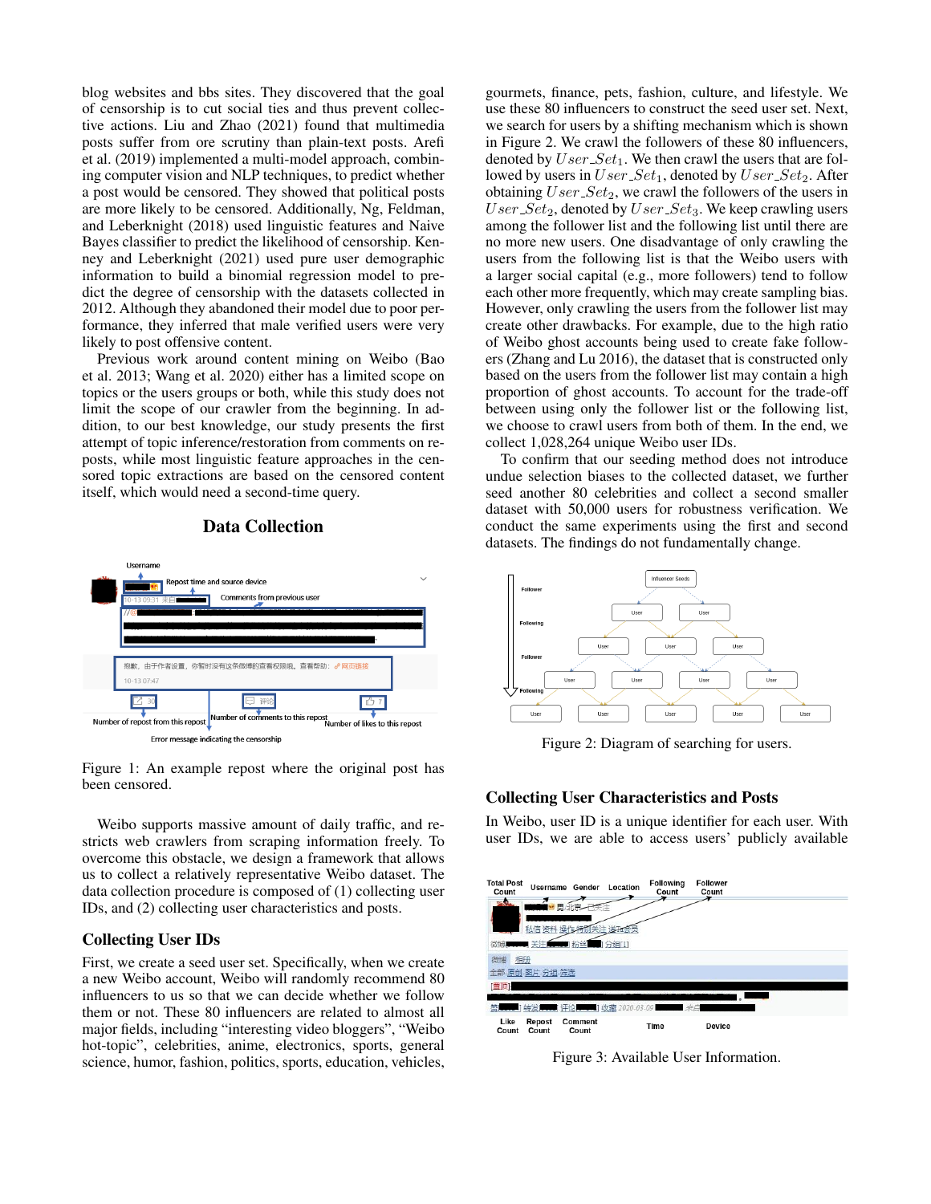blog websites and bbs sites. They discovered that the goal of censorship is to cut social ties and thus prevent collective actions. Liu and Zhao (2021) found that multimedia posts suffer from ore scrutiny than plain-text posts. Arefi et al. (2019) implemented a multi-model approach, combining computer vision and NLP techniques, to predict whether a post would be censored. They showed that political posts are more likely to be censored. Additionally, Ng, Feldman, and Leberknight (2018) used linguistic features and Naive Bayes classifier to predict the likelihood of censorship. Kenney and Leberknight (2021) used pure user demographic information to build a binomial regression model to predict the degree of censorship with the datasets collected in 2012. Although they abandoned their model due to poor performance, they inferred that male verified users were very likely to post offensive content.

Previous work around content mining on Weibo (Bao et al. 2013; Wang et al. 2020) either has a limited scope on topics or the users groups or both, while this study does not limit the scope of our crawler from the beginning. In addition, to our best knowledge, our study presents the first attempt of topic inference/restoration from comments on reposts, while most linguistic feature approaches in the censored topic extractions are based on the censored content itself, which would need a second-time query.

## Data Collection

Figure 1: An example repost where the original post has been censored.

Weibo supports massive amount of daily traffic, and restricts web crawlers from scraping information freely. To overcome this obstacle, we design a framework that allows us to collect a relatively representative Weibo dataset. The data collection procedure is composed of (1) collecting user IDs, and (2) collecting user characteristics and posts.

### Collecting User IDs

First, we create a seed user set. Specifically, when we create a new Weibo account, Weibo will randomly recommend 80 influencers to us so that we can decide whether we follow them or not. These 80 influencers are related to almost all major fields, including “interesting video bloggers”, “Weibo hot-topic”, celebrities, anime, electronics, sports, general science, humor, fashion, politics, sports, education, vehicles, gourmets, finance, pets, fashion, culture, and lifestyle. We use these 80 influencers to construct the seed user set. Next, we search for users by a shifting mechanism which is shown in Figure 2. We crawl the followers of these 80 influencers, denoted by $User\_Set_1$. We then crawl the users that are followed by users in $User\_Set_1$, denoted by $User\_Set_2$. After obtaining $User\_Set_2$, we crawl the followers of the users in $User\_Set_2$, denoted by $User\_Set_3$. We keep crawling users among the follower list and the following list until there are no more new users. One disadvantage of only crawling the users from the following list is that the Weibo users with a larger social capital (e.g., more followers) tend to follow each other more frequently, which may create sampling bias. However, only crawling the users from the follower list may create other drawbacks. For example, due to the high ratio of Weibo ghost accounts being used to create fake followers (Zhang and Lu 2016), the dataset that is constructed only based on the users from the follower list may contain a high proportion of ghost accounts. To account for the trade-off between using only the follower list or the following list, we choose to crawl users from both of them. In the end, we collect 1,028,264 unique Weibo user IDs.

To confirm that our seeding method does not introduce undue selection biases to the collected dataset, we further seed another 80 celebrities and collect a second smaller dataset with 50,000 users for robustness verification. We conduct the same experiments using the first and second datasets. The findings do not fundamentally change.

Figure 2: Diagram of searching for users.

### Collecting User Characteristics and Posts

In Weibo, user ID is a unique identifier for each user. With user IDs, we are able to access users’ publicly available

Figure 3: Available User Information.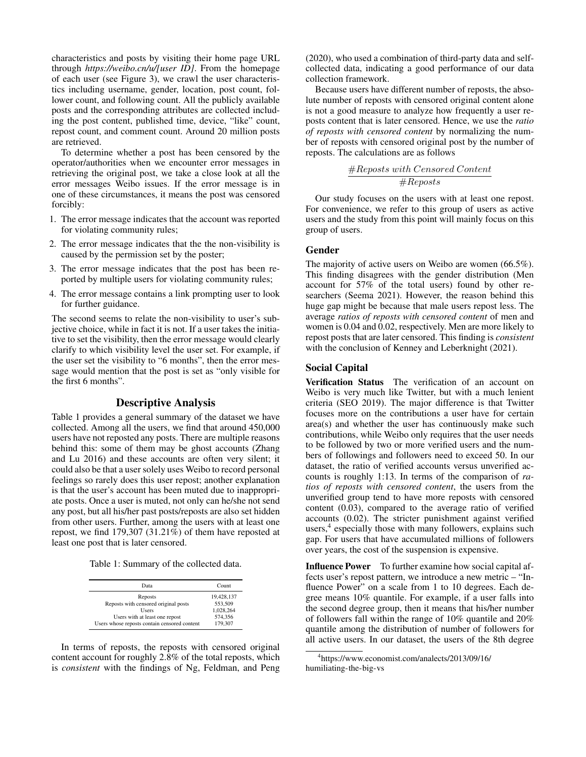characteristics and posts by visiting their home page URL through *https://weibo.cn/u/[user ID]*. From the homepage of each user (see Figure 3), we crawl the user characteristics including username, gender, location, post count, follower count, and following count. All the publicly available posts and the corresponding attributes are collected including the post content, published time, device, "like" count, repost count, and comment count. Around 20 million posts are retrieved.

To determine whether a post has been censored by the operator/authorities when we encounter error messages in retrieving the original post, we take a close look at all the error messages Weibo issues. If the error message is in one of these circumstances, it means the post was censored forcibly:

1. The error message indicates that the account was reported for violating community rules;
2. The error message indicates that the the non-visibility is caused by the permission set by the poster;
3. The error message indicates that the post has been reported by multiple users for violating community rules;
4. The error message contains a link prompting user to look for further guidance.

The second seems to relate the non-visibility to user's subjective choice, while in fact it is not. If a user takes the initiative to set the visibility, then the error message would clearly clarify to which visibility level the user set. For example, if the user set the visibility to "6 months", then the error message would mention that the post is set as "only visible for the first 6 months".

## Descriptive Analysis

Table 1 provides a general summary of the dataset we have collected. Among all the users, we find that around 450,000 users have not reposted any posts. There are multiple reasons behind this: some of them may be ghost accounts (Zhang and Lu 2016) and these accounts are often very silent; it could also be that a user solely uses Weibo to record personal feelings so rarely does this user repost; another explanation is that the user's account has been muted due to inappropriate posts. Once a user is muted, not only can he/she not send any post, but all his/her past posts/reposts are also set hidden from other users. Further, among the users with at least one repost, we find 179,307 (31.21%) of them have reposted at least one post that is later censored.

Table 1: Summary of the collected data.

| Data | Count |
|---|---|
| Reposts | 19,428,137 |
| Reposts with censored original posts | 553,509 |
| Users | 1,028,264 |
| Users with at least one repost | 574,356 |
| Users whose reposts contain censored content | 179,307 |

In terms of reposts, the reposts with censored original content account for roughly 2.8% of the total reposts, which is *consistent* with the findings of Ng, Feldman, and Peng (2020), who used a combination of third-party data and self-collected data, indicating a good performance of our data collection framework.

Because users have different number of reposts, the absolute number of reposts with censored original content alone is not a good measure to analyze how frequently a user reposts content that is later censored. Hence, we use the *ratio of reposts with censored content* by normalizing the number of reposts with censored original post by the number of reposts. The calculations are as follows

$$\frac{\#Reposts\ with\ Censored\ Content}{\#Reposts}$$

Our study focuses on the users with at least one repost. For convenience, we refer to this group of users as active users and the study from this point will mainly focus on this group of users.

### Gender

The majority of active users on Weibo are women (66.5%). This finding disagrees with the gender distribution (Men account for 57% of the total users) found by other researchers (Seema 2021). However, the reason behind this huge gap might be because that male users repost less. The average *ratios of reposts with censored content* of men and women is 0.04 and 0.02, respectively. Men are more likely to repost posts that are later censored. This finding is *consistent* with the conclusion of Kenney and Leberknight (2021).

### Social Capital

**Verification Status** The verification of an account on Weibo is very much like Twitter, but with a much lenient criteria (SEO 2019). The major difference is that Twitter focuses more on the contributions a user have for certain area(s) and whether the user has continuously make such contributions, while Weibo only requires that the user needs to be followed by two or more verified users and the numbers of followings and followers need to exceed 50. In our dataset, the ratio of verified accounts versus unverified accounts is roughly 1:13. In terms of the comparison of *ratios of reposts with censored content*, the users from the unverified group tend to have more reposts with censored content (0.03), compared to the average ratio of verified accounts (0.02). The stricter punishment against verified users,[4] especially those with many followers, explains such gap. For users that have accumulated millions of followers over years, the cost of the suspension is expensive.

**Influence Power** To further examine how social capital affects user's repost pattern, we introduce a new metric – "Influence Power" on a scale from 1 to 10 degrees. Each degree means 10% quantile. For example, if a user falls into the second degree group, then it means that his/her number of followers fall within the range of 10% quantile and 20% quantile among the distribution of number of followers for all active users. In our dataset, the users of the 8th degree

[4] https://www.economist.com/analects/2013/09/16/humiliating-the-big-vs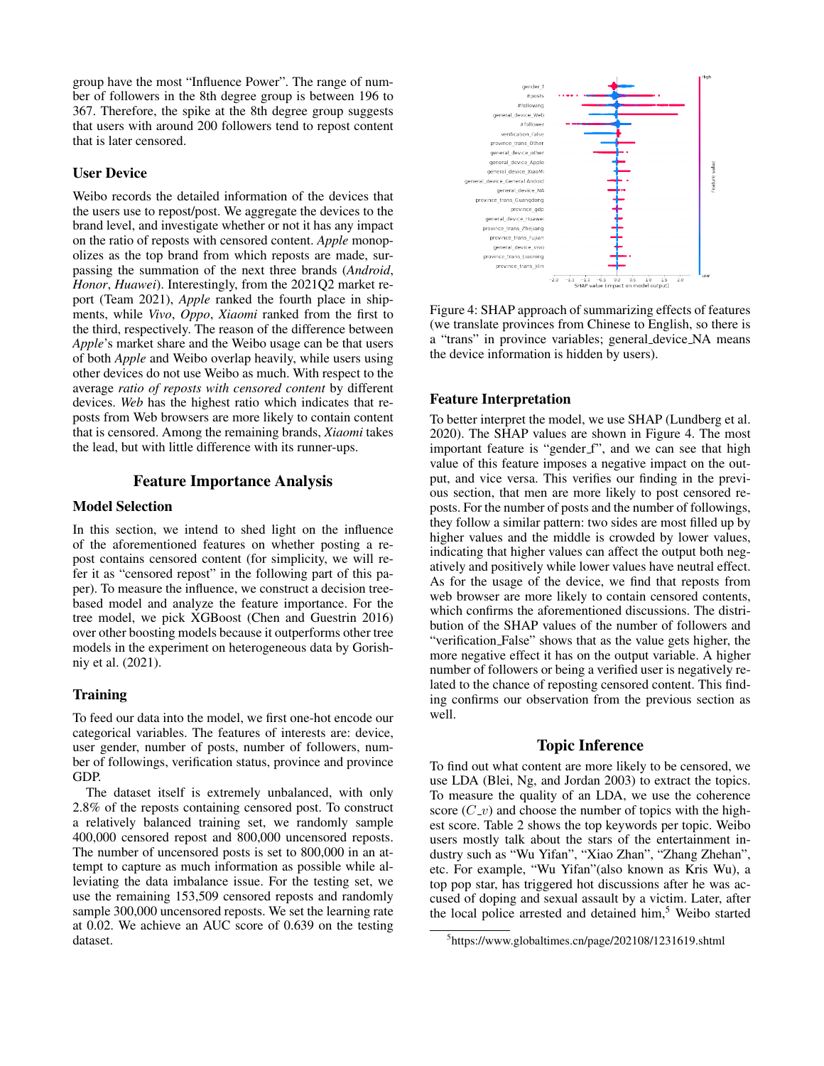group have the most "Influence Power". The range of number of followers in the 8th degree group is between 196 to 367. Therefore, the spike at the 8th degree group suggests that users with around 200 followers tend to repost content that is later censored.

### User Device

Weibo records the detailed information of the devices that the users use to repost/post. We aggregate the devices to the brand level, and investigate whether or not it has any impact on the ratio of reposts with censored content. *Apple* monopolizes as the top brand from which reposts are made, surpassing the summation of the next three brands (*Android*, *Honor*, *Huawei*). Interestingly, from the 2021Q2 market report (Team 2021), *Apple* ranked the fourth place in shipments, while *Vivo*, *Oppo*, *Xiaomi* ranked from the first to the third, respectively. The reason of the difference between *Apple*'s market share and the Weibo usage can be that users of both *Apple* and Weibo overlap heavily, while users using other devices do not use Weibo as much. With respect to the average *ratio of reposts with censored content* by different devices. *Web* has the highest ratio which indicates that reposts from Web browsers are more likely to contain content that is censored. Among the remaining brands, *Xiaomi* takes the lead, but with little difference with its runner-ups.

## Feature Importance Analysis

### Model Selection

In this section, we intend to shed light on the influence of the aforementioned features on whether posting a repost contains censored content (for simplicity, we will refer it as "censored repost" in the following part of this paper). To measure the influence, we construct a decision tree-based model and analyze the feature importance. For the tree model, we pick XGBoost (Chen and Guestrin 2016) over other boosting models because it outperforms other tree models in the experiment on heterogeneous data by Gorishniy et al. (2021).

### Training

To feed our data into the model, we first one-hot encode our categorical variables. The features of interests are: device, user gender, number of posts, number of followers, number of followings, verification status, province and province GDP.

The dataset itself is extremely unbalanced, with only 2.8% of the reposts containing censored post. To construct a relatively balanced training set, we randomly sample 400,000 censored repost and 800,000 uncensored reposts. The number of uncensored posts is set to 800,000 in an attempt to capture as much information as possible while alleviating the data imbalance issue. For the testing set, we use the remaining 153,509 censored reposts and randomly sample 300,000 uncensored reposts. We set the learning rate at 0.02. We achieve an AUC score of 0.639 on the testing dataset.

Figure 4: SHAP approach of summarizing effects of features (we translate provinces from Chinese to English, so there is a "trans" in province variables; general_device_NA means the device information is hidden by users).

### Feature Interpretation

To better interpret the model, we use SHAP (Lundberg et al. 2020). The SHAP values are shown in Figure 4. The most important feature is "gender_f", and we can see that high value of this feature imposes a negative impact on the output, and vice versa. This verifies our finding in the previous section, that men are more likely to post censored reposts. For the number of posts and the number of followings, they follow a similar pattern: two sides are most filled up by higher values and the middle is crowded by lower values, indicating that higher values can affect the output both negatively and positively while lower values have neutral effect. As for the usage of the device, we find that reposts from web browser are more likely to contain censored contents, which confirms the aforementioned discussions. The distribution of the SHAP values of the number of followers and "verification_False" shows that as the value gets higher, the more negative effect it has on the output variable. A higher number of followers or being a verified user is negatively related to the chance of reposting censored content. This finding confirms our observation from the previous section as well.

## Topic Inference

To find out what content are more likely to be censored, we use LDA (Blei, Ng, and Jordan 2003) to extract the topics. To measure the quality of an LDA, we use the coherence score ($C\_v$) and choose the number of topics with the highest score. Table 2 shows the top keywords per topic. Weibo users mostly talk about the stars of the entertainment industry such as "Wu Yifan", "Xiao Zhan", "Zhang Zhehan", etc. For example, "Wu Yifan"(also known as Kris Wu), a top pop star, has triggered hot discussions after he was accused of doping and sexual assault by a victim. Later, after the local police arrested and detained him,[5] Weibo started

[5] https://www.globaltimes.cn/page/202108/1231619.shtml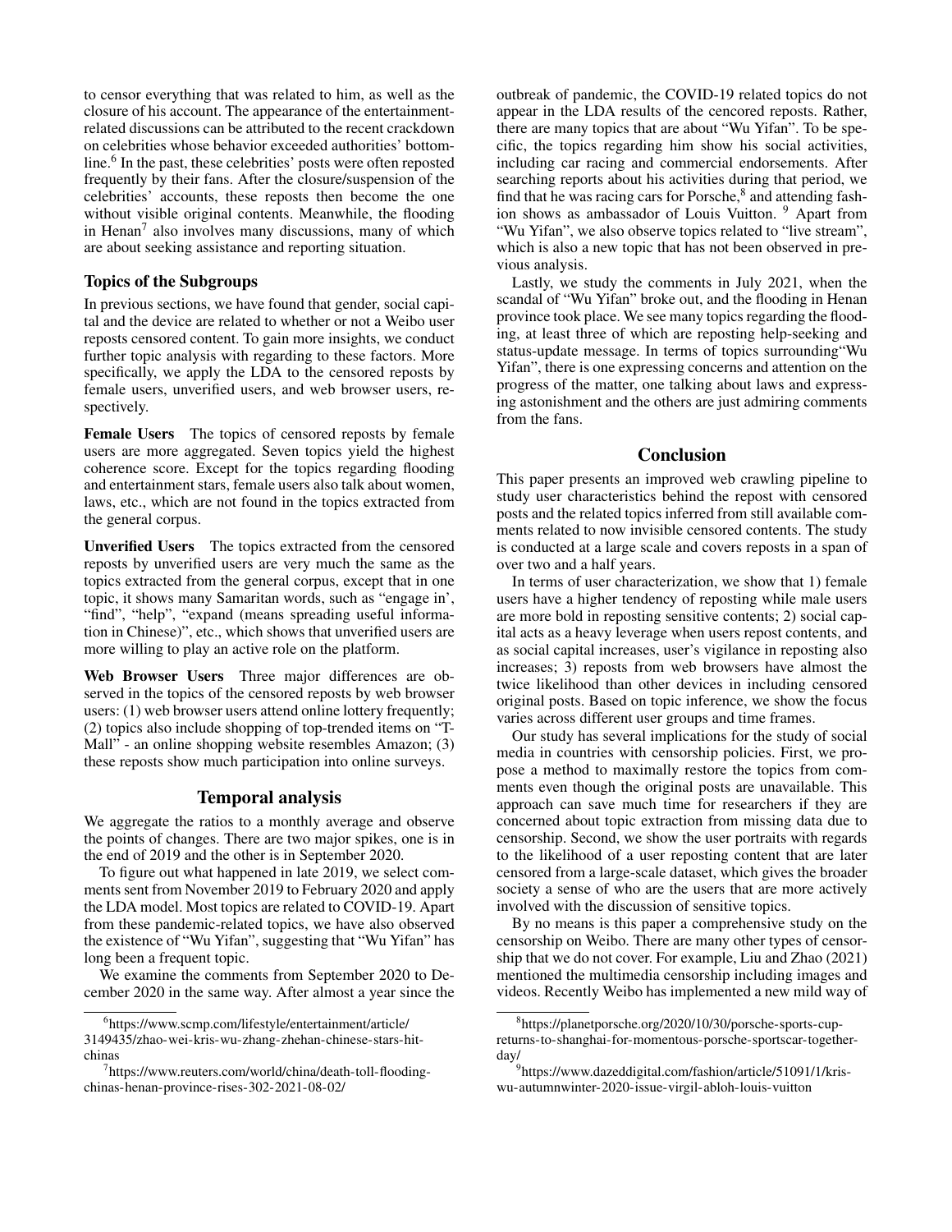to censor everything that was related to him, as well as the closure of his account. The appearance of the entertainment-related discussions can be attributed to the recent crackdown on celebrities whose behavior exceeded authorities' bottom-line.[6] In the past, these celebrities' posts were often reposted frequently by their fans. After the closure/suspension of the celebrities' accounts, these reposts then become the one without visible original contents. Meanwhile, the flooding in Henan[7] also involves many discussions, many of which are about seeking assistance and reporting situation.

### Topics of the Subgroups

In previous sections, we have found that gender, social capital and the device are related to whether or not a Weibo user reposts censored content. To gain more insights, we conduct further topic analysis with regarding to these factors. More specifically, we apply the LDA to the censored reposts by female users, unverified users, and web browser users, respectively.

**Female Users** The topics of censored reposts by female users are more aggregated. Seven topics yield the highest coherence score. Except for the topics regarding flooding and entertainment stars, female users also talk about women, laws, etc., which are not found in the topics extracted from the general corpus.

**Unverified Users** The topics extracted from the censored reposts by unverified users are very much the same as the topics extracted from the general corpus, except that in one topic, it shows many Samaritan words, such as "engage in', "find", "help", "expand (means spreading useful information in Chinese)", etc., which shows that unverified users are more willing to play an active role on the platform.

**Web Browser Users** Three major differences are observed in the topics of the censored reposts by web browser users: (1) web browser users attend online lottery frequently; (2) topics also include shopping of top-trended items on "T-Mall" - an online shopping website resembles Amazon; (3) these reposts show much participation into online surveys.

## Temporal analysis

We aggregate the ratios to a monthly average and observe the points of changes. There are two major spikes, one is in the end of 2019 and the other is in September 2020.

To figure out what happened in late 2019, we select comments sent from November 2019 to February 2020 and apply the LDA model. Most topics are related to COVID-19. Apart from these pandemic-related topics, we have also observed the existence of "Wu Yifan", suggesting that "Wu Yifan" has long been a frequent topic.

We examine the comments from September 2020 to December 2020 in the same way. After almost a year since the outbreak of pandemic, the COVID-19 related topics do not appear in the LDA results of the cencored reposts. Rather, there are many topics that are about "Wu Yifan". To be specific, the topics regarding him show his social activities, including car racing and commercial endorsements. After searching reports about his activities during that period, we find that he was racing cars for Porsche,[8] and attending fashion shows as ambassador of Louis Vuitton. [9] Apart from "Wu Yifan", we also observe topics related to "live stream", which is also a new topic that has not been observed in previous analysis.

Lastly, we study the comments in July 2021, when the scandal of "Wu Yifan" broke out, and the flooding in Henan province took place. We see many topics regarding the flooding, at least three of which are reposting help-seeking and status-update message. In terms of topics surrounding"Wu Yifan", there is one expressing concerns and attention on the progress of the matter, one talking about laws and expressing astonishment and the others are just admiring comments from the fans.

## Conclusion

This paper presents an improved web crawling pipeline to study user characteristics behind the repost with censored posts and the related topics inferred from still available comments related to now invisible censored contents. The study is conducted at a large scale and covers reposts in a span of over two and a half years.

In terms of user characterization, we show that 1) female users have a higher tendency of reposting while male users are more bold in reposting sensitive contents; 2) social capital acts as a heavy leverage when users repost contents, and as social capital increases, user's vigilance in reposting also increases; 3) reposts from web browsers have almost the twice likelihood than other devices in including censored original posts. Based on topic inference, we show the focus varies across different user groups and time frames.

Our study has several implications for the study of social media in countries with censorship policies. First, we propose a method to maximally restore the topics from comments even though the original posts are unavailable. This approach can save much time for researchers if they are concerned about topic extraction from missing data due to censorship. Second, we show the user portraits with regards to the likelihood of a user reposting content that are later censored from a large-scale dataset, which gives the broader society a sense of who are the users that are more actively involved with the discussion of sensitive topics.

By no means is this paper a comprehensive study on the censorship on Weibo. There are many other types of censorship that we do not cover. For example, Liu and Zhao (2021) mentioned the multimedia censorship including images and videos. Recently Weibo has implemented a new mild way of

[6] https://www.scmp.com/lifestyle/entertainment/article/3149435/zhao-wei-kris-wu-zhang-zhehan-chinese-stars-hit-chinas

[7] https://www.reuters.com/world/china/death-toll-flooding-chinas-henan-province-rises-302-2021-08-02/

[8] https://planetporsche.org/2020/10/30/porsche-sports-cup-returns-to-shanghai-for-momentous-porsche-sportscar-together-day/

[9] https://www.dazeddigital.com/fashion/article/51091/1/kris-wu-autumnwinter-2020-issue-virgil-abloh-louis-vuitton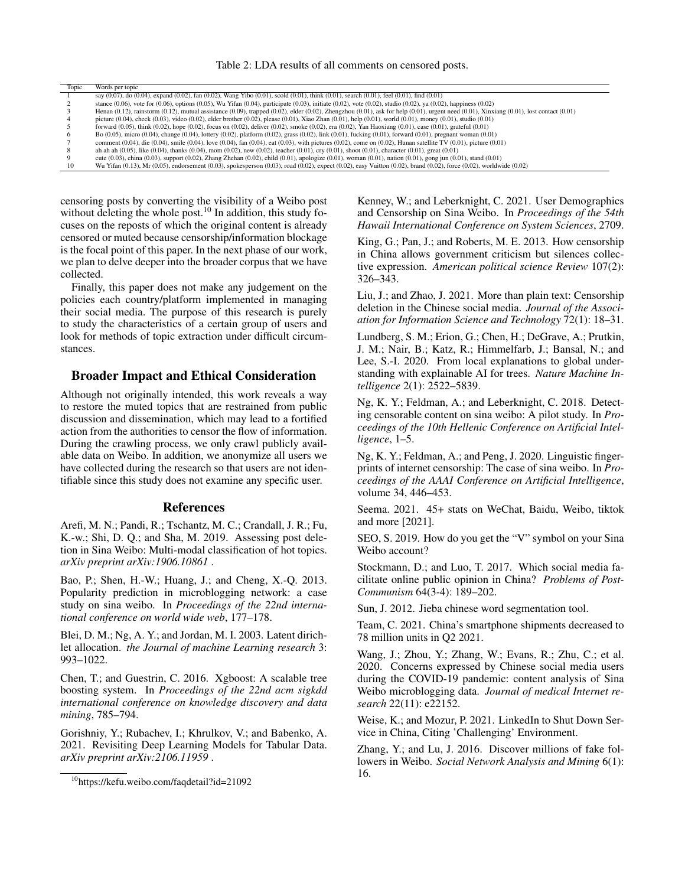Table 2: LDA results of all comments on censored posts.

| Topic | Words per topic |
|---|---|
| 1 | say (0.07), do (0.04), expand (0.02), fan (0.02), Wang Yibo (0.01), scold (0.01), think (0.01), search (0.01), feel (0.01), find (0.01) |
| 2 | stance (0.06), vote for (0.06), options (0.05), Wu Yifan (0.04), participate (0.03), initiate (0.02), vote (0.02), studio (0.02), ya (0.02), happiness (0.02) |
| 3 | Henan (0.12), rainstorm (0.12), mutual assistance (0.09), trapped (0.02), elder (0.02), Zhengzhou (0.01), ask for help (0.01), urgent need (0.01), Xinxiang (0.01), lost contact (0.01) |
| 4 | picture (0.04), check (0.03), video (0.02), elder brother (0.02), please (0.01), Xiao Zhan (0.01), help (0.01), world (0.01), money (0.01), studio (0.01) |
| 5 | forward (0.05), think (0.02), hope (0.02), focus on (0.02), deliver (0.02), smoke (0.02), era (0.02), Yan Haoxiang (0.01), case (0.01), grateful (0.01) |
| 6 | Bo (0.05), micro (0.04), change (0.04), lottery (0.02), platform (0.02), grass (0.02), link (0.01), fucking (0.01), forward (0.01), pregnant woman (0.01) |
| 7 | comment (0.04), die (0.04), smile (0.04), love (0.04), fan (0.04), eat (0.03), with pictures (0.02), come on (0.02), Hunan satellite TV (0.01), picture (0.01) |
| 8 | ah ah ah (0.05), like (0.04), thanks (0.04), mom (0.02), new (0.02), teacher (0.01), cry (0.01), shoot (0.01), character (0.01), great (0.01) |
| 9 | cute (0.03), china (0.03), support (0.02), Zhang Zhehan (0.02), child (0.01), apologize (0.01), woman (0.01), nation (0.01), gong jun (0.01), stand (0.01) |
| 10 | Wu Yifan (0.13), Mr (0.05), endorsement (0.03), spokesperson (0.03), road (0.02), expect (0.02), easy Vuitton (0.02), brand (0.02), force (0.02), worldwide (0.02) |

censoring posts by converting the visibility of a Weibo post without deleting the whole post.[10] In addition, this study focuses on the reposts of which the original content is already censored or muted because censorship/information blockage is the focal point of this paper. In the next phase of our work, we plan to delve deeper into the broader corpus that we have collected.

Finally, this paper does not make any judgement on the policies each country/platform implemented in managing their social media. The purpose of this research is purely to study the characteristics of a certain group of users and look for methods of topic extraction under difficult circumstances.

## Broader Impact and Ethical Consideration

Although not originally intended, this work reveals a way to restore the muted topics that are restrained from public discussion and dissemination, which may lead to a fortified action from the authorities to censor the flow of information. During the crawling process, we only crawl publicly available data on Weibo. In addition, we anonymize all users we have collected during the research so that users are not identifiable since this study does not examine any specific user.

## References

Arefi, M. N.; Pandi, R.; Tschantz, M. C.; Crandall, J. R.; Fu, K.-w.; Shi, D. Q.; and Sha, M. 2019. Assessing post deletion in Sina Weibo: Multi-modal classification of hot topics. *arXiv preprint arXiv:1906.10861* .

Bao, P.; Shen, H.-W.; Huang, J.; and Cheng, X.-Q. 2013. Popularity prediction in microblogging network: a case study on sina weibo. In *Proceedings of the 22nd international conference on world wide web*, 177–178.

Blei, D. M.; Ng, A. Y.; and Jordan, M. I. 2003. Latent dirichlet allocation. *the Journal of machine Learning research* 3: 993–1022.

Chen, T.; and Guestrin, C. 2016. Xgboost: A scalable tree boosting system. In *Proceedings of the 22nd acm sigkdd international conference on knowledge discovery and data mining*, 785–794.

Gorishniy, Y.; Rubachev, I.; Khrulkov, V.; and Babenko, A. 2021. Revisiting Deep Learning Models for Tabular Data. *arXiv preprint arXiv:2106.11959* .

Kenney, W.; and Leberknight, C. 2021. User Demographics and Censorship on Sina Weibo. In *Proceedings of the 54th Hawaii International Conference on System Sciences*, 2709.

King, G.; Pan, J.; and Roberts, M. E. 2013. How censorship in China allows government criticism but silences collective expression. *American political science Review* 107(2): 326–343.

Liu, J.; and Zhao, J. 2021. More than plain text: Censorship deletion in the Chinese social media. *Journal of the Association for Information Science and Technology* 72(1): 18–31.

Lundberg, S. M.; Erion, G.; Chen, H.; DeGrave, A.; Prutkin, J. M.; Nair, B.; Katz, R.; Himmelfarb, J.; Bansal, N.; and Lee, S.-I. 2020. From local explanations to global understanding with explainable AI for trees. *Nature Machine Intelligence* 2(1): 2522–5839.

Ng, K. Y.; Feldman, A.; and Leberknight, C. 2018. Detecting censorable content on sina weibo: A pilot study. In *Proceedings of the 10th Hellenic Conference on Artificial Intelligence*, 1–5.

Ng, K. Y.; Feldman, A.; and Peng, J. 2020. Linguistic fingerprints of internet censorship: The case of sina weibo. In *Proceedings of the AAAI Conference on Artificial Intelligence*, volume 34, 446–453.

Seema. 2021. 45+ stats on WeChat, Baidu, Weibo, tiktok and more [2021].

SEO, S. 2019. How do you get the "V" symbol on your Sina Weibo account?

Stockmann, D.; and Luo, T. 2017. Which social media facilitate online public opinion in China? *Problems of Post-Communism* 64(3-4): 189–202.

Sun, J. 2012. Jieba chinese word segmentation tool.

Team, C. 2021. China's smartphone shipments decreased to 78 million units in Q2 2021.

Wang, J.; Zhou, Y.; Zhang, W.; Evans, R.; Zhu, C.; et al. 2020. Concerns expressed by Chinese social media users during the COVID-19 pandemic: content analysis of Sina Weibo microblogging data. *Journal of medical Internet research* 22(11): e22152.

Weise, K.; and Mozur, P. 2021. LinkedIn to Shut Down Service in China, Citing 'Challenging' Environment.

Zhang, Y.; and Lu, J. 2016. Discover millions of fake followers in Weibo. *Social Network Analysis and Mining* 6(1): 16.

[10] https://kefu.weibo.com/faqdetail?id=21092